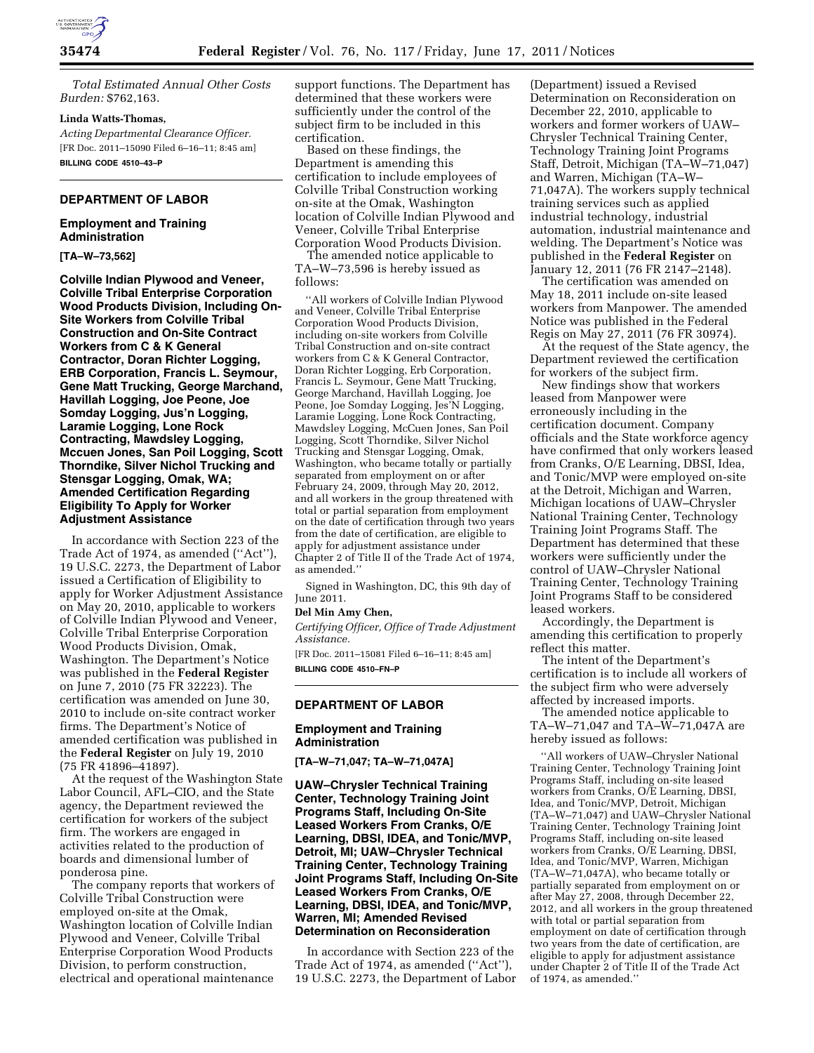*Total Estimated Annual Other Costs Burden:* $762,163.

**Linda Watts-Thomas,**

*Acting Departmental Clearance Officer.*

[FR Doc. 2011–15090 Filed 6–16–11; 8:45 am]

**BILLING CODE 4510–43–P**

## DEPARTMENT OF LABOR

### Employment and Training Administration

**[TA–W–73,562]**

### Colville Indian Plywood and Veneer, Colville Tribal Enterprise Corporation Wood Products Division, Including On-Site Workers from Colville Tribal Construction and On-Site Contract Workers from C & K General Contractor, Doran Richter Logging, ERB Corporation, Francis L. Seymour, Gene Matt Trucking, George Marchand, Havillah Logging, Joe Peone, Joe Somday Logging, Jus'n Logging, Laramie Logging, Lone Rock Contracting, Mawdsley Logging, Mccuen Jones, San Poil Logging, Scott Thorndike, Silver Nichol Trucking and Stensgar Logging, Omak, WA; Amended Certification Regarding Eligibility To Apply for Worker Adjustment Assistance

In accordance with Section 223 of the Trade Act of 1974, as amended (''Act''), 19 U.S.C. 2273, the Department of Labor issued a Certification of Eligibility to apply for Worker Adjustment Assistance on May 20, 2010, applicable to workers of Colville Indian Plywood and Veneer, Colville Tribal Enterprise Corporation Wood Products Division, Omak, Washington. The Department's Notice was published in the **Federal Register** on June 7, 2010 (75 FR 32223). The certification was amended on June 30, 2010 to include on-site contract worker firms. The Department's Notice of amended certification was published in the **Federal Register** on July 19, 2010 (75 FR 41896–41897).

At the request of the Washington State Labor Council, AFL–CIO, and the State agency, the Department reviewed the certification for workers of the subject firm. The workers are engaged in activities related to the production of boards and dimensional lumber of ponderosa pine.

The company reports that workers of Colville Tribal Construction were employed on-site at the Omak, Washington location of Colville Indian Plywood and Veneer, Colville Tribal Enterprise Corporation Wood Products Division, to perform construction, electrical and operational maintenance support functions. The Department has determined that these workers were sufficiently under the control of the subject firm to be included in this certification.

Based on these findings, the Department is amending this certification to include employees of Colville Tribal Construction working on-site at the Omak, Washington location of Colville Indian Plywood and Veneer, Colville Tribal Enterprise Corporation Wood Products Division.

The amended notice applicable to TA–W–73,596 is hereby issued as follows:

> ''All workers of Colville Indian Plywood and Veneer, Colville Tribal Enterprise Corporation Wood Products Division, including on-site workers from Colville Tribal Construction and on-site contract workers from C & K General Contractor, Doran Richter Logging, Erb Corporation, Francis L. Seymour, Gene Matt Trucking, George Marchand, Havillah Logging, Joe Peone, Joe Somday Logging, Jes'N Logging, Laramie Logging, Lone Rock Contracting, Mawdsley Logging, McCuen Jones, San Poil Logging, Scott Thorndike, Silver Nichol Trucking and Stensgar Logging, Omak, Washington, who became totally or partially separated from employment on or after February 24, 2009, through May 20, 2012, and all workers in the group threatened with total or partial separation from employment on the date of certification through two years from the date of certification, are eligible to apply for adjustment assistance under Chapter 2 of Title II of the Trade Act of 1974, as amended.''

Signed in Washington, DC, this 9th day of June 2011.

**Del Min Amy Chen,**

*Certifying Officer, Office of Trade Adjustment Assistance.*

[FR Doc. 2011–15081 Filed 6–16–11; 8:45 am]

**BILLING CODE 4510–FN–P**

## DEPARTMENT OF LABOR

### Employment and Training Administration

**[TA–W–71,047; TA–W–71,047A]**

### UAW–Chrysler Technical Training Center, Technology Training Joint Programs Staff, Including On-Site Leased Workers From Cranks, O/E Learning, DBSI, IDEA, and Tonic/MVP, Detroit, MI; UAW–Chrysler Technical Training Center, Technology Training Joint Programs Staff, Including On-Site Leased Workers From Cranks, O/E Learning, DBSI, IDEA, and Tonic/MVP, Warren, MI; Amended Revised Determination on Reconsideration

In accordance with Section 223 of the Trade Act of 1974, as amended (''Act''), 19 U.S.C. 2273, the Department of Labor (Department) issued a Revised Determination on Reconsideration on December 22, 2010, applicable to workers and former workers of UAW–Chrysler Technical Training Center, Technology Training Joint Programs Staff, Detroit, Michigan (TA–W–71,047) and Warren, Michigan (TA–W–71,047A). The workers supply technical training services such as applied industrial technology, industrial automation, industrial maintenance and welding. The Department's Notice was published in the **Federal Register** on January 12, 2011 (76 FR 2147–2148).

The certification was amended on May 18, 2011 include on-site leased workers from Manpower. The amended Notice was published in the Federal Regis on May 27, 2011 (76 FR 30974).

At the request of the State agency, the Department reviewed the certification for workers of the subject firm.

New findings show that workers leased from Manpower were erroneously including in the certification document. Company officials and the State workforce agency have confirmed that only workers leased from Cranks, O/E Learning, DBSI, Idea, and Tonic/MVP were employed on-site at the Detroit, Michigan and Warren, Michigan locations of UAW–Chrysler National Training Center, Technology Training Joint Programs Staff. The Department has determined that these workers were sufficiently under the control of UAW–Chrysler National Training Center, Technology Training Joint Programs Staff to be considered leased workers.

Accordingly, the Department is amending this certification to properly reflect this matter.

The intent of the Department's certification is to include all workers of the subject firm who were adversely affected by increased imports.

The amended notice applicable to TA–W–71,047 and TA–W–71,047A are hereby issued as follows:

> ''All workers of UAW–Chrysler National Training Center, Technology Training Joint Programs Staff, including on-site leased workers from Cranks, O/E Learning, DBSI, Idea, and Tonic/MVP, Detroit, Michigan (TA–W–71,047) and UAW–Chrysler National Training Center, Technology Training Joint Programs Staff, including on-site leased workers from Cranks, O/E Learning, DBSI, Idea, and Tonic/MVP, Warren, Michigan (TA–W–71,047A), who became totally or partially separated from employment on or after May 27, 2008, through December 22, 2012, and all workers in the group threatened with total or partial separation from employment on date of certification through two years from the date of certification, are eligible to apply for adjustment assistance under Chapter 2 of Title II of the Trade Act of 1974, as amended.''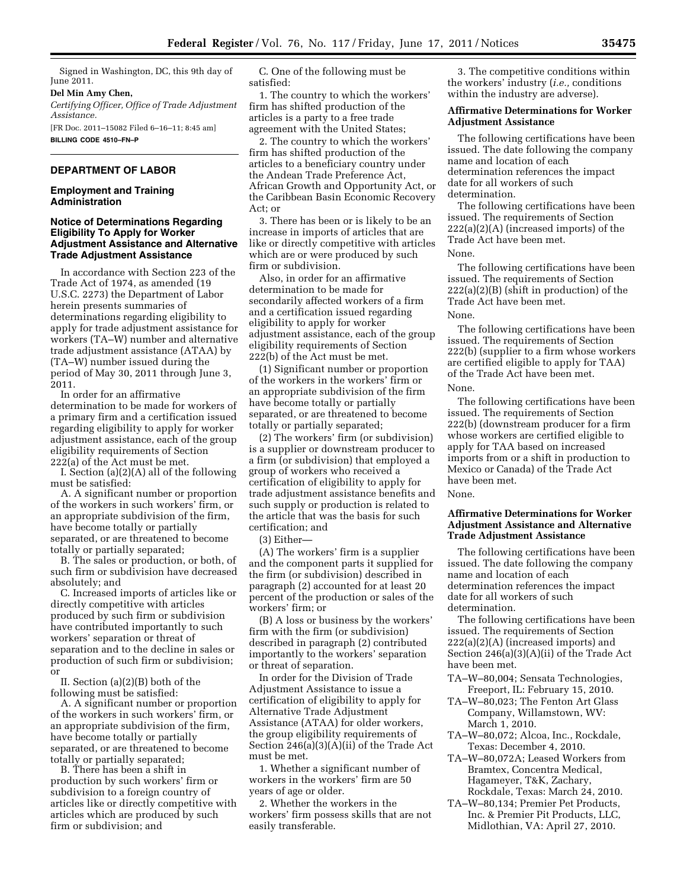Signed in Washington, DC, this 9th day of June 2011.

**Del Min Amy Chen,**

*Certifying Officer, Office of Trade Adjustment Assistance.*

[FR Doc. 2011–15082 Filed 6–16–11; 8:45 am]

**BILLING CODE 4510–FN–P**

## DEPARTMENT OF LABOR

### Employment and Training Administration

### Notice of Determinations Regarding Eligibility To Apply for Worker Adjustment Assistance and Alternative Trade Adjustment Assistance

In accordance with Section 223 of the Trade Act of 1974, as amended (19 U.S.C. 2273) the Department of Labor herein presents summaries of determinations regarding eligibility to apply for trade adjustment assistance for workers (TA–W) number and alternative trade adjustment assistance (ATAA) by (TA–W) number issued during the period of May 30, 2011 through June 3, 2011.

In order for an affirmative determination to be made for workers of a primary firm and a certification issued regarding eligibility to apply for worker adjustment assistance, each of the group eligibility requirements of Section 222(a) of the Act must be met.

I. Section (a)(2)(A) all of the following must be satisfied:

A. A significant number or proportion of the workers in such workers' firm, or an appropriate subdivision of the firm, have become totally or partially separated, or are threatened to become totally or partially separated;

B. The sales or production, or both, of such firm or subdivision have decreased absolutely; and

C. Increased imports of articles like or directly competitive with articles produced by such firm or subdivision have contributed importantly to such workers' separation or threat of separation and to the decline in sales or production of such firm or subdivision; or

II. Section (a)(2)(B) both of the following must be satisfied:

A. A significant number or proportion of the workers in such workers' firm, or an appropriate subdivision of the firm, have become totally or partially separated, or are threatened to become totally or partially separated;

B. There has been a shift in production by such workers' firm or subdivision to a foreign country of articles like or directly competitive with articles which are produced by such firm or subdivision; and

C. One of the following must be satisfied:

1. The country to which the workers' firm has shifted production of the articles is a party to a free trade agreement with the United States;

2. The country to which the workers' firm has shifted production of the articles to a beneficiary country under the Andean Trade Preference Act, African Growth and Opportunity Act, or the Caribbean Basin Economic Recovery Act; or

3. There has been or is likely to be an increase in imports of articles that are like or directly competitive with articles which are or were produced by such firm or subdivision.

Also, in order for an affirmative determination to be made for secondarily affected workers of a firm and a certification issued regarding eligibility to apply for worker adjustment assistance, each of the group eligibility requirements of Section 222(b) of the Act must be met.

(1) Significant number or proportion of the workers in the workers' firm or an appropriate subdivision of the firm have become totally or partially separated, or are threatened to become totally or partially separated;

(2) The workers' firm (or subdivision) is a supplier or downstream producer to a firm (or subdivision) that employed a group of workers who received a certification of eligibility to apply for trade adjustment assistance benefits and such supply or production is related to the article that was the basis for such certification; and

(3) Either—

(A) The workers' firm is a supplier and the component parts it supplied for the firm (or subdivision) described in paragraph (2) accounted for at least 20 percent of the production or sales of the workers' firm; or

(B) A loss or business by the workers' firm with the firm (or subdivision) described in paragraph (2) contributed importantly to the workers' separation or threat of separation.

In order for the Division of Trade Adjustment Assistance to issue a certification of eligibility to apply for Alternative Trade Adjustment Assistance (ATAA) for older workers, the group eligibility requirements of Section 246(a)(3)(A)(ii) of the Trade Act must be met.

1. Whether a significant number of workers in the workers' firm are 50 years of age or older.

2. Whether the workers in the workers' firm possess skills that are not easily transferable.

3. The competitive conditions within the workers' industry (*i.e.,* conditions within the industry are adverse).

#### Affirmative Determinations for Worker Adjustment Assistance

The following certifications have been issued. The date following the company name and location of each determination references the impact date for all workers of such determination.

The following certifications have been issued. The requirements of Section 222(a)(2)(A) (increased imports) of the Trade Act have been met.

None.

The following certifications have been issued. The requirements of Section 222(a)(2)(B) (shift in production) of the Trade Act have been met.

None.

The following certifications have been issued. The requirements of Section 222(b) (supplier to a firm whose workers are certified eligible to apply for TAA) of the Trade Act have been met.

None.

The following certifications have been issued. The requirements of Section 222(b) (downstream producer for a firm whose workers are certified eligible to apply for TAA based on increased imports from or a shift in production to Mexico or Canada) of the Trade Act have been met.

None.

#### Affirmative Determinations for Worker Adjustment Assistance and Alternative Trade Adjustment Assistance

The following certifications have been issued. The date following the company name and location of each determination references the impact date for all workers of such determination.

The following certifications have been issued. The requirements of Section 222(a)(2)(A) (increased imports) and Section 246(a)(3)(A)(ii) of the Trade Act have been met.

TA–W–80,004; Sensata Technologies, Freeport, IL: February 15, 2010.

TA–W–80,023; The Fenton Art Glass Company, Willamstown, WV: March 1, 2010.

TA–W–80,072; Alcoa, Inc., Rockdale, Texas: December 4, 2010.

TA–W–80,072A; Leased Workers from Bramtex, Concentra Medical, Hagameyer, T&K, Zachary, Rockdale, Texas: March 24, 2010.

TA–W–80,134; Premier Pet Products, Inc. & Premier Pit Products, LLC, Midlothian, VA: April 27, 2010.